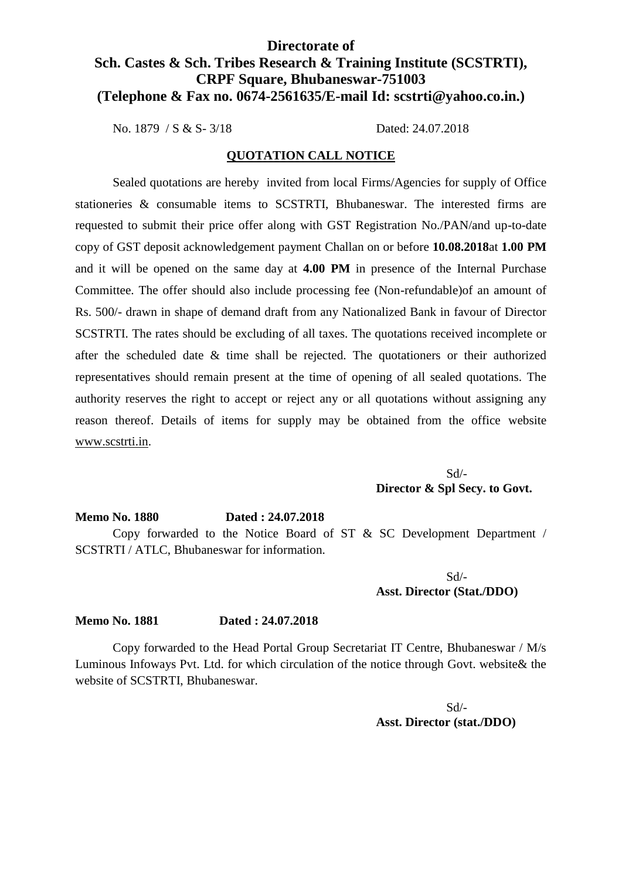# Directorate of
# Sch. Castes & Sch. Tribes Research & Training Institute (SCSTRTI), CRPF Square, Bhubaneswar-751003
## (Telephone & Fax no. 0674-2561635/E-mail Id: scstrti@yahoo.co.in.)

No. 1879 / S & S- 3/18 Dated: 24.07.2018

**QUOTATION CALL NOTICE**

Sealed quotations are hereby invited from local Firms/Agencies for supply of Office stationeries & consumable items to SCSTRTI, Bhubaneswar. The interested firms are requested to submit their price offer along with GST Registration No./PAN/and up-to-date copy of GST deposit acknowledgement payment Challan on or before **10.08.2018**at **1.00 PM** and it will be opened on the same day at **4.00 PM** in presence of the Internal Purchase Committee. The offer should also include processing fee (Non-refundable)of an amount of Rs. 500/- drawn in shape of demand draft from any Nationalized Bank in favour of Director SCSTRTI. The rates should be excluding of all taxes. The quotations received incomplete or after the scheduled date & time shall be rejected. The quotationers or their authorized representatives should remain present at the time of opening of all sealed quotations. The authority reserves the right to accept or reject any or all quotations without assigning any reason thereof. Details of items for supply may be obtained from the office website www.scstrti.in.

Sd/-
**Director & Spl Secy. to Govt.**

**Memo No. 1880 Dated : 24.07.2018**

Copy forwarded to the Notice Board of ST & SC Development Department / SCSTRTI / ATLC, Bhubaneswar for information.

Sd/-
**Asst. Director (Stat./DDO)**

**Memo No. 1881 Dated : 24.07.2018**

Copy forwarded to the Head Portal Group Secretariat IT Centre, Bhubaneswar / M/s Luminous Infoways Pvt. Ltd. for which circulation of the notice through Govt. website& the website of SCSTRTI, Bhubaneswar.

Sd/-
**Asst. Director (stat./DDO)**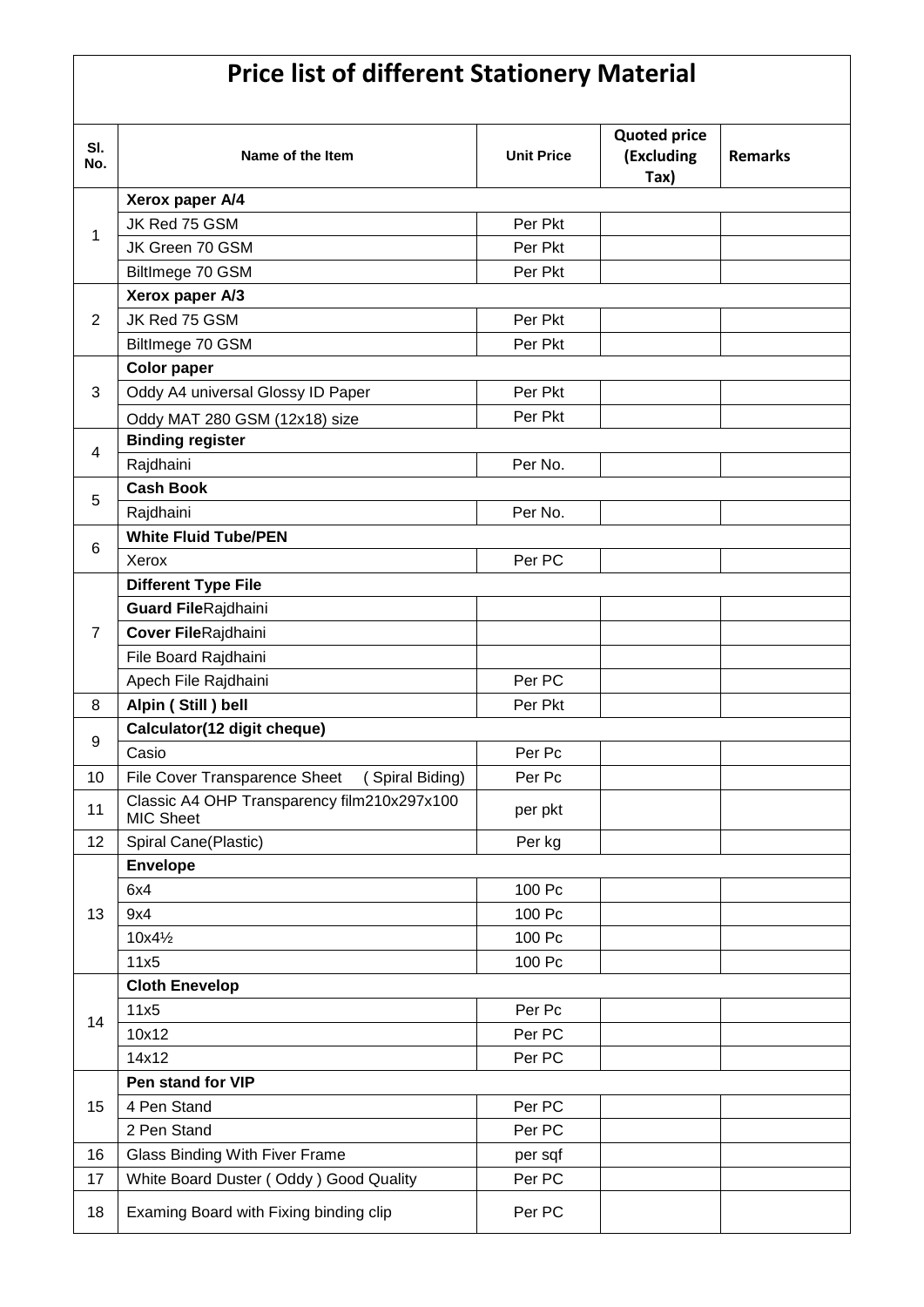# Price list of different Stationery Material

| Sl. No. | Name of the Item | Unit Price | Quoted price (Excluding Tax) | Remarks |
|---|---|---|---|---|
| 1 | **Xerox paper A/4** | | | |
| | JK Red 75 GSM | Per Pkt | | |
| | JK Green 70 GSM | Per Pkt | | |
| | BiltImege 70 GSM | Per Pkt | | |
| 2 | **Xerox paper A/3** | | | |
| | JK Red 75 GSM | Per Pkt | | |
| | BiltImege 70 GSM | Per Pkt | | |
| 3 | **Color paper** | | | |
| | Oddy A4 universal Glossy ID Paper | Per Pkt | | |
| | Oddy MAT 280 GSM (12x18) size | Per Pkt | | |
| 4 | **Binding register** | | | |
| | Rajdhaini | Per No. | | |
| 5 | **Cash Book** | | | |
| | Rajdhaini | Per No. | | |
| 6 | **White Fluid Tube/PEN** | | | |
| | Xerox | Per PC | | |
| 7 | **Different Type File** | | | |
| | **Guard File**Rajdhaini | | | |
| | **Cover File**Rajdhaini | | | |
| | File Board Rajdhaini | | | |
| | Apech File Rajdhaini | Per PC | | |
| 8 | **Alpin ( Still ) bell** | Per Pkt | | |
| 9 | **Calculator(12 digit cheque)** | | | |
| | Casio | Per Pc | | |
| 10 | File Cover Transparence Sheet ( Spiral Biding) | Per Pc | | |
| 11 | Classic A4 OHP Transparency film210x297x100 MIC Sheet | per pkt | | |
| 12 | Spiral Cane(Plastic) | Per kg | | |
| 13 | **Envelope** | | | |
| | 6x4 | 100 Pc | | |
| | 9x4 | 100 Pc | | |
| | 10x4½ | 100 Pc | | |
| | 11x5 | 100 Pc | | |
| 14 | **Cloth Enevelop** | | | |
| | 11x5 | Per Pc | | |
| | 10x12 | Per PC | | |
| | 14x12 | Per PC | | |
| 15 | **Pen stand for VIP** | | | |
| | 4 Pen Stand | Per PC | | |
| | 2 Pen Stand | Per PC | | |
| 16 | Glass Binding With Fiver Frame | per sqf | | |
| 17 | White Board Duster ( Oddy ) Good Quality | Per PC | | |
| 18 | Examing Board with Fixing binding clip | Per PC | | |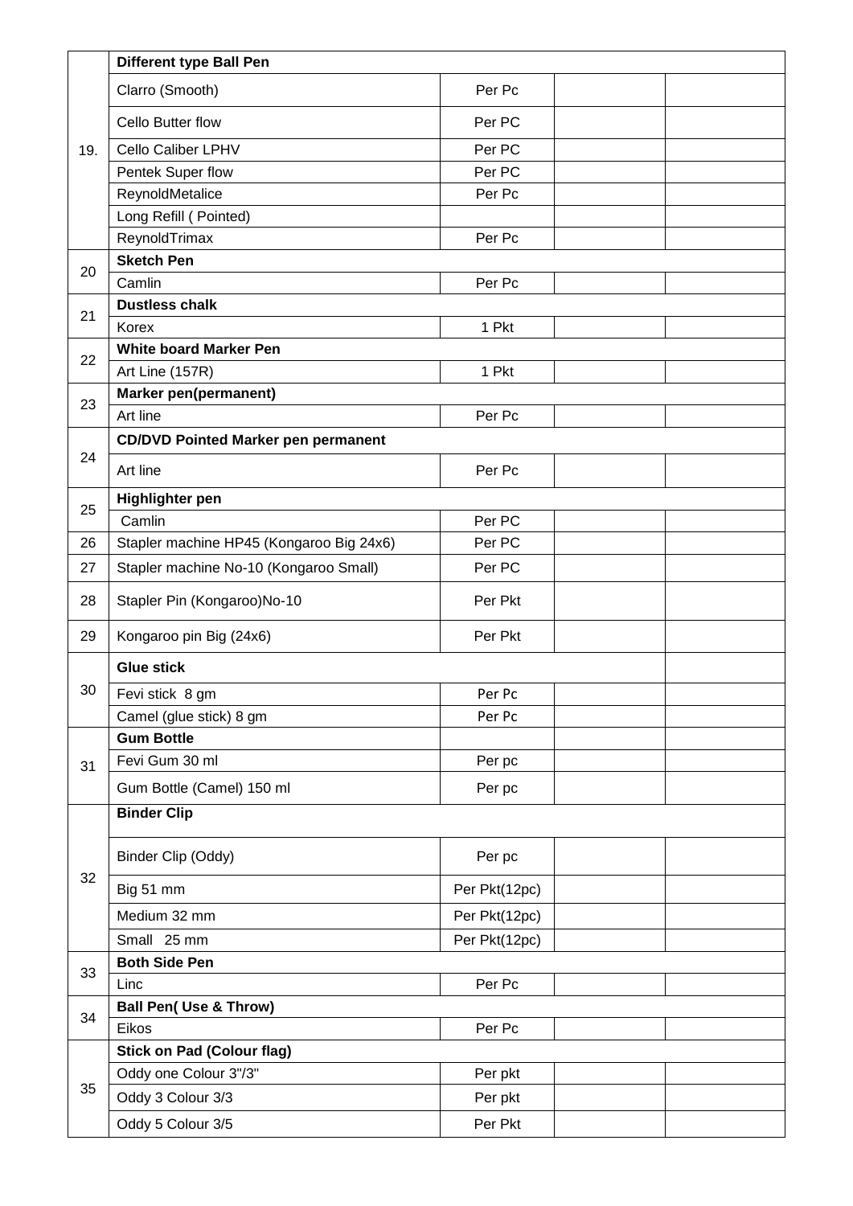| | | | | |
|---|---|---|---|---|
| 19. | **Different type Ball Pen** | | | |
| | Clarro (Smooth) | Per Pc | | |
| | Cello Butter flow | Per PC | | |
| | Cello Caliber LPHV | Per PC | | |
| | Pentek Super flow | Per PC | | |
| | ReynoldMetalice | Per Pc | | |
| | Long Refill ( Pointed) | | | |
| | ReynoldTrimax | Per Pc | | |
| 20 | **Sketch Pen** | | | |
| | Camlin | Per Pc | | |
| 21 | **Dustless chalk** | | | |
| | Korex | 1 Pkt | | |
| 22 | **White board Marker Pen** | | | |
| | Art Line (157R) | 1 Pkt | | |
| 23 | **Marker pen(permanent)** | | | |
| | Art line | Per Pc | | |
| 24 | **CD/DVD Pointed Marker pen permanent** | | | |
| | Art line | Per Pc | | |
| 25 | **Highlighter pen** | | | |
| | Camlin | Per PC | | |
| 26 | Stapler machine HP45 (Kongaroo Big 24x6) | Per PC | | |
| 27 | Stapler machine No-10 (Kongaroo Small) | Per PC | | |
| 28 | Stapler Pin (Kongaroo)No-10 | Per Pkt | | |
| 29 | Kongaroo pin Big (24x6) | Per Pkt | | |
| 30 | **Glue stick** | | | |
| | Fevi stick 8 gm | Per Pc | | |
| | Camel (glue stick) 8 gm | Per Pc | | |
| 31 | **Gum Bottle** | | | |
| | Fevi Gum 30 ml | Per pc | | |
| | Gum Bottle (Camel) 150 ml | Per pc | | |
| 32 | **Binder Clip** | | | |
| | Binder Clip (Oddy) | Per pc | | |
| | Big 51 mm | Per Pkt(12pc) | | |
| | Medium 32 mm | Per Pkt(12pc) | | |
| | Small 25 mm | Per Pkt(12pc) | | |
| 33 | **Both Side Pen** | | | |
| | Linc | Per Pc | | |
| 34 | **Ball Pen( Use & Throw)** | | | |
| | Eikos | Per Pc | | |
| 35 | **Stick on Pad (Colour flag)** | | | |
| | Oddy one Colour 3"/3" | Per pkt | | |
| | Oddy 3 Colour 3/3 | Per pkt | | |
| | Oddy 5 Colour 3/5 | Per Pkt | | |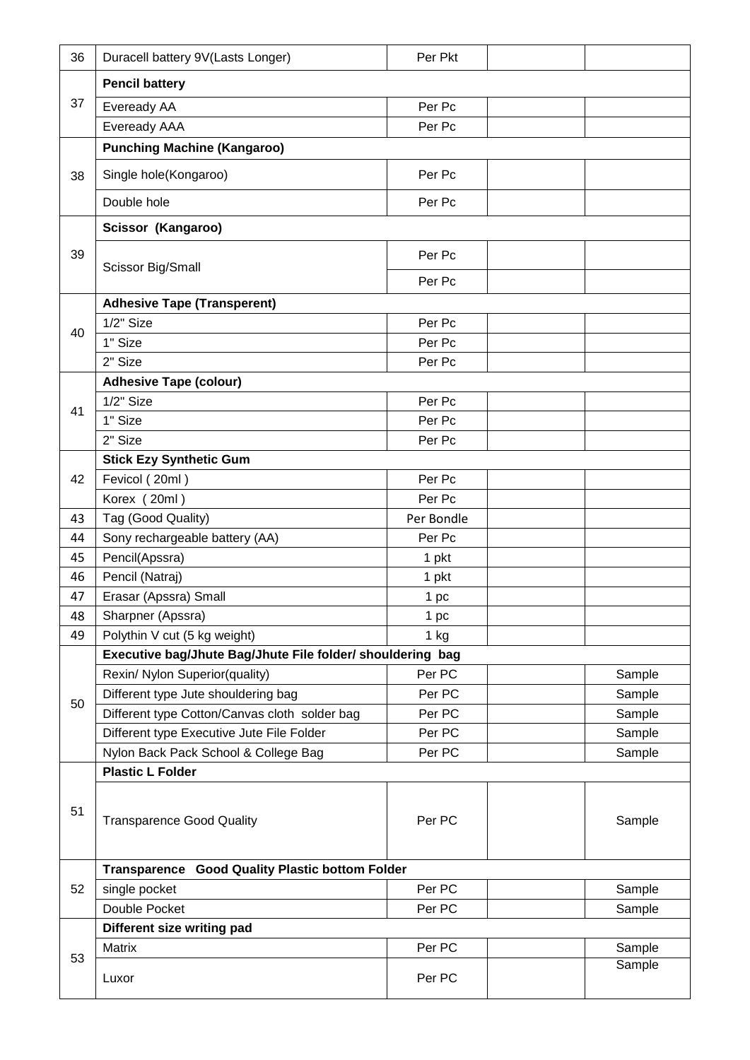| 36 | Duracell battery 9V(Lasts Longer) | Per Pkt | | |
|---|---|---|---|---|
| 37 | **Pencil battery** | | | |
| | Eveready AA | Per Pc | | |
| | Eveready AAA | Per Pc | | |
| 38 | **Punching Machine (Kangaroo)** | | | |
| | Single hole(Kongaroo) | Per Pc | | |
| | Double hole | Per Pc | | |
| 39 | **Scissor (Kangaroo)** | | | |
| | Scissor Big/Small | Per Pc | | |
| | | Per Pc | | |
| 40 | **Adhesive Tape (Transperent)** | | | |
| | 1/2" Size | Per Pc | | |
| | 1" Size | Per Pc | | |
| | 2" Size | Per Pc | | |
| 41 | **Adhesive Tape (colour)** | | | |
| | 1/2" Size | Per Pc | | |
| | 1" Size | Per Pc | | |
| | 2" Size | Per Pc | | |
| 42 | **Stick Ezy Synthetic Gum** | | | |
| | Fevicol ( 20ml ) | Per Pc | | |
| | Korex ( 20ml ) | Per Pc | | |
| 43 | Tag (Good Quality) | Per Bondle | | |
| 44 | Sony rechargeable battery (AA) | Per Pc | | |
| 45 | Pencil(Apssra) | 1 pkt | | |
| 46 | Pencil (Natraj) | 1 pkt | | |
| 47 | Erasar (Apssra) Small | 1 pc | | |
| 48 | Sharpner (Apssra) | 1 pc | | |
| 49 | Polythin V cut (5 kg weight) | 1 kg | | |
| 50 | **Executive bag/Jhute Bag/Jhute File folder/ shouldering bag** | | | |
| | Rexin/ Nylon Superior(quality) | Per PC | | Sample |
| | Different type Jute shouldering bag | Per PC | | Sample |
| | Different type Cotton/Canvas cloth solder bag | Per PC | | Sample |
| | Different type Executive Jute File Folder | Per PC | | Sample |
| | Nylon Back Pack School & College Bag | Per PC | | Sample |
| 51 | **Plastic L Folder** | | | |
| | Transparence Good Quality | Per PC | | Sample |
| 52 | **Transparence Good Quality Plastic bottom Folder** | | | |
| | single pocket | Per PC | | Sample |
| | Double Pocket | Per PC | | Sample |
| 53 | **Different size writing pad** | | | |
| | Matrix | Per PC | | Sample |
| | Luxor | Per PC | | Sample |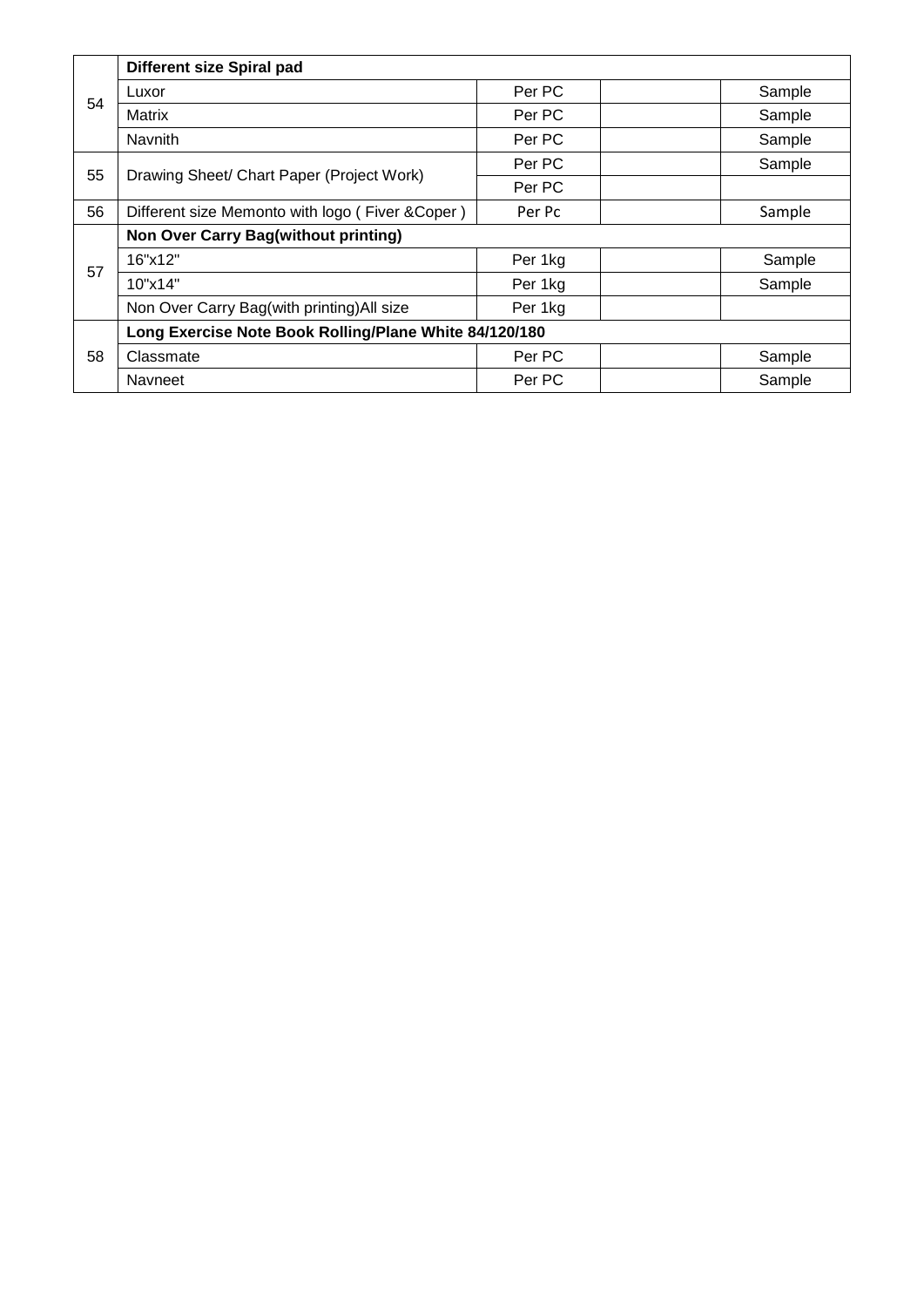| | | | | |
|---|---|---|---|---|
| 54 | **Different size Spiral pad** | | | |
| | Luxor | Per PC | | Sample |
| | Matrix | Per PC | | Sample |
| | Navnith | Per PC | | Sample |
| 55 | Drawing Sheet/ Chart Paper (Project Work) | Per PC | | Sample |
| | | Per PC | | |
| 56 | Different size Memonto with logo ( Fiver &Coper ) | Per Pc | | Sample |
| 57 | **Non Over Carry Bag(without printing)** | | | |
| | 16"x12" | Per 1kg | | Sample |
| | 10"x14" | Per 1kg | | Sample |
| | Non Over Carry Bag(with printing)All size | Per 1kg | | |
| 58 | **Long Exercise Note Book Rolling/Plane White 84/120/180** | | | |
| | Classmate | Per PC | | Sample |
| | Navneet | Per PC | | Sample |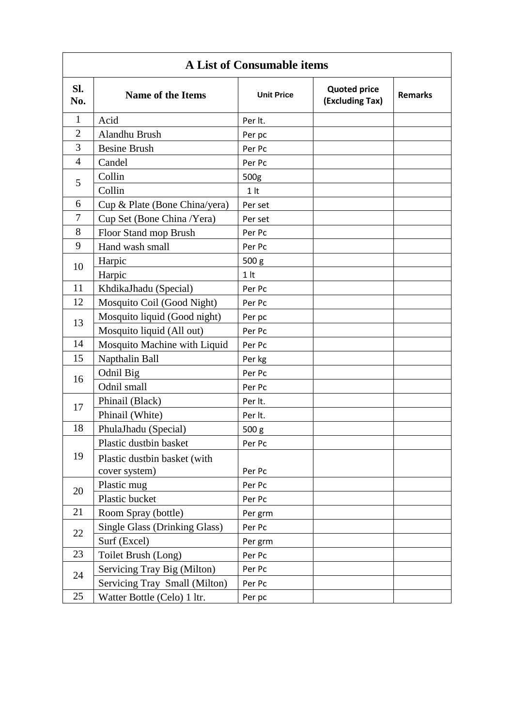| A List of Consumable items | | | | |
|---|---|---|---|---|
| **Sl. No.** | **Name of the Items** | **Unit Price** | **Quoted price (Excluding Tax)** | **Remarks** |
| 1 | Acid | Per lt. | | |
| 2 | Alandhu Brush | Per pc | | |
| 3 | Besine Brush | Per Pc | | |
| 4 | Candel | Per Pc | | |
| 5 | Collin | 500g | | |
| | Collin | 1 lt | | |
| 6 | Cup & Plate (Bone China/yera) | Per set | | |
| 7 | Cup Set (Bone China /Yera) | Per set | | |
| 8 | Floor Stand mop Brush | Per Pc | | |
| 9 | Hand wash small | Per Pc | | |
| 10 | Harpic | 500 g | | |
| | Harpic | 1 lt | | |
| 11 | KhdikaJhadu (Special) | Per Pc | | |
| 12 | Mosquito Coil (Good Night) | Per Pc | | |
| 13 | Mosquito liquid (Good night) | Per pc | | |
| | Mosquito liquid (All out) | Per Pc | | |
| 14 | Mosquito Machine with Liquid | Per Pc | | |
| 15 | Napthalin Ball | Per kg | | |
| 16 | Odnil Big | Per Pc | | |
| | Odnil small | Per Pc | | |
| 17 | Phinail (Black) | Per lt. | | |
| | Phinail (White) | Per lt. | | |
| 18 | PhulaJhadu (Special) | 500 g | | |
| 19 | Plastic dustbin basket | Per Pc | | |
| | Plastic dustbin basket (with cover system) | Per Pc | | |
| 20 | Plastic mug | Per Pc | | |
| | Plastic bucket | Per Pc | | |
| 21 | Room Spray (bottle) | Per grm | | |
| 22 | Single Glass (Drinking Glass) | Per Pc | | |
| | Surf (Excel) | Per grm | | |
| 23 | Toilet Brush (Long) | Per Pc | | |
| 24 | Servicing Tray Big (Milton) | Per Pc | | |
| | Servicing Tray Small (Milton) | Per Pc | | |
| 25 | Watter Bottle (Celo) 1 ltr. | Per pc | | |